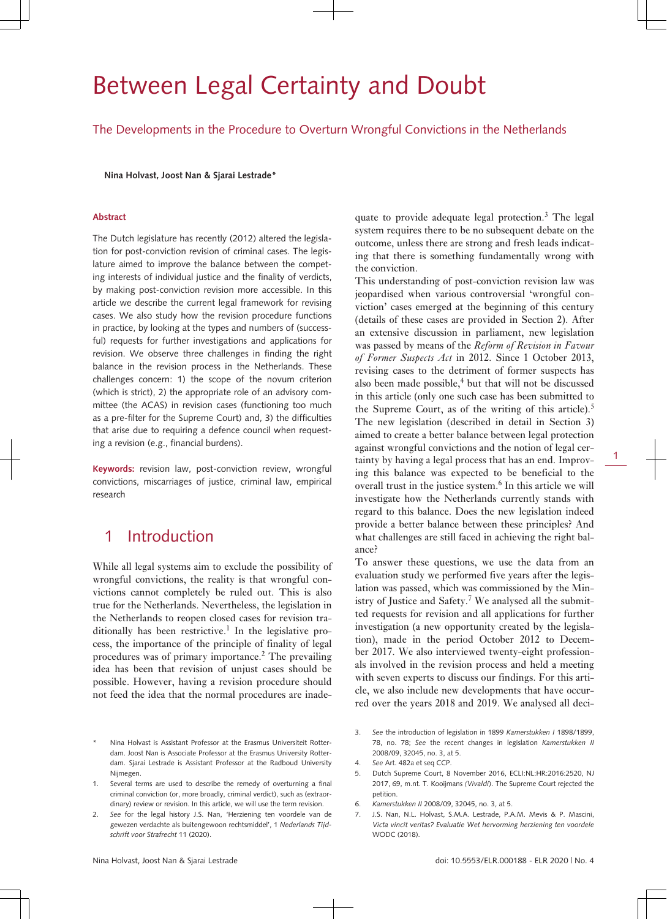# Between Legal Certainty and Doubt

## The Developments in the Procedure to Overturn Wrongful Convictions in the Netherlands

**Nina Holvast, Joost Nan & Sjarai Lestrade***

**Abstract**

The Dutch legislature has recently (2012) altered the legislation for post-conviction revision of criminal cases. The legislature aimed to improve the balance between the competing interests of individual justice and the finality of verdicts, by making post-conviction revision more accessible. In this article we describe the current legal framework for revising cases. We also study how the revision procedure functions in practice, by looking at the types and numbers of (successful) requests for further investigations and applications for revision. We observe three challenges in finding the right balance in the revision process in the Netherlands. These challenges concern: 1) the scope of the novum criterion (which is strict), 2) the appropriate role of an advisory committee (the ACAS) in revision cases (functioning too much as a pre-filter for the Supreme Court) and, 3) the difficulties that arise due to requiring a defence council when requesting a revision (e.g., financial burdens).

**Keywords:** revision law, post-conviction review, wrongful convictions, miscarriages of justice, criminal law, empirical research

## 1 Introduction

While all legal systems aim to exclude the possibility of wrongful convictions, the reality is that wrongful convictions cannot completely be ruled out. This is also true for the Netherlands. Nevertheless, the legislation in the Netherlands to reopen closed cases for revision traditionally has been restrictive.[1] In the legislative process, the importance of the principle of finality of legal procedures was of primary importance.[2] The prevailing idea has been that revision of unjust cases should be possible. However, having a revision procedure should not feed the idea that the normal procedures are inadequate to provide adequate legal protection.[3] The legal system requires there to be no subsequent debate on the outcome, unless there are strong and fresh leads indicating that there is something fundamentally wrong with the conviction.

This understanding of post-conviction revision law was jeopardised when various controversial 'wrongful conviction' cases emerged at the beginning of this century (details of these cases are provided in Section 2). After an extensive discussion in parliament, new legislation was passed by means of the *Reform of Revision in Favour of Former Suspects Act* in 2012. Since 1 October 2013, revising cases to the detriment of former suspects has also been made possible,[4] but that will not be discussed in this article (only one such case has been submitted to the Supreme Court, as of the writing of this article).[5] The new legislation (described in detail in Section 3) aimed to create a better balance between legal protection against wrongful convictions and the notion of legal certainty by having a legal process that has an end. Improving this balance was expected to be beneficial to the overall trust in the justice system.[6] In this article we will investigate how the Netherlands currently stands with regard to this balance. Does the new legislation indeed provide a better balance between these principles? And what challenges are still faced in achieving the right balance?

To answer these questions, we use the data from an evaluation study we performed five years after the legislation was passed, which was commissioned by the Ministry of Justice and Safety.[7] We analysed all the submitted requests for revision and all applications for further investigation (a new opportunity created by the legislation), made in the period October 2012 to December 2017. We also interviewed twenty-eight professionals involved in the revision process and held a meeting with seven experts to discuss our findings. For this article, we also include new developments that have occurred over the years 2018 and 2019. We analysed all deci-

---

\* Nina Holvast is Assistant Professor at the Erasmus Universiteit Rotterdam. Joost Nan is Associate Professor at the Erasmus University Rotterdam. Sjarai Lestrade is Assistant Professor at the Radboud University Nijmegen.

1. Several terms are used to describe the remedy of overturning a final criminal conviction (or, more broadly, criminal verdict), such as (extraordinary) review or revision. In this article, we will use the term revision.
2. *See* for the legal history J.S. Nan, 'Herziening ten voordele van de gewezen verdachte als buitengewoon rechtsmiddel', 1 *Nederlands Tijdschrift voor Strafrecht* 11 (2020).
3. *See* the introduction of legislation in 1899 *Kamerstukken I* 1898/1899, 78, no. 78; *See* the recent changes in legislation *Kamerstukken II* 2008/09, 32045, no. 3, at 5.
4. *See* Art. 482a et seq CCP.
5. Dutch Supreme Court, 8 November 2016, ECLI:NL:HR:2016:2520, NJ 2017, 69, m.nt. T. Kooijmans *(Vivaldi)*. The Supreme Court rejected the petition.
6. *Kamerstukken II* 2008/09, 32045, no. 3, at 5.
7. J.S. Nan, N.L. Holvast, S.M.A. Lestrade, P.A.M. Mevis & P. Mascini, *Victa vincit veritas? Evaluatie Wet hervorming herziening ten voordele* WODC (2018).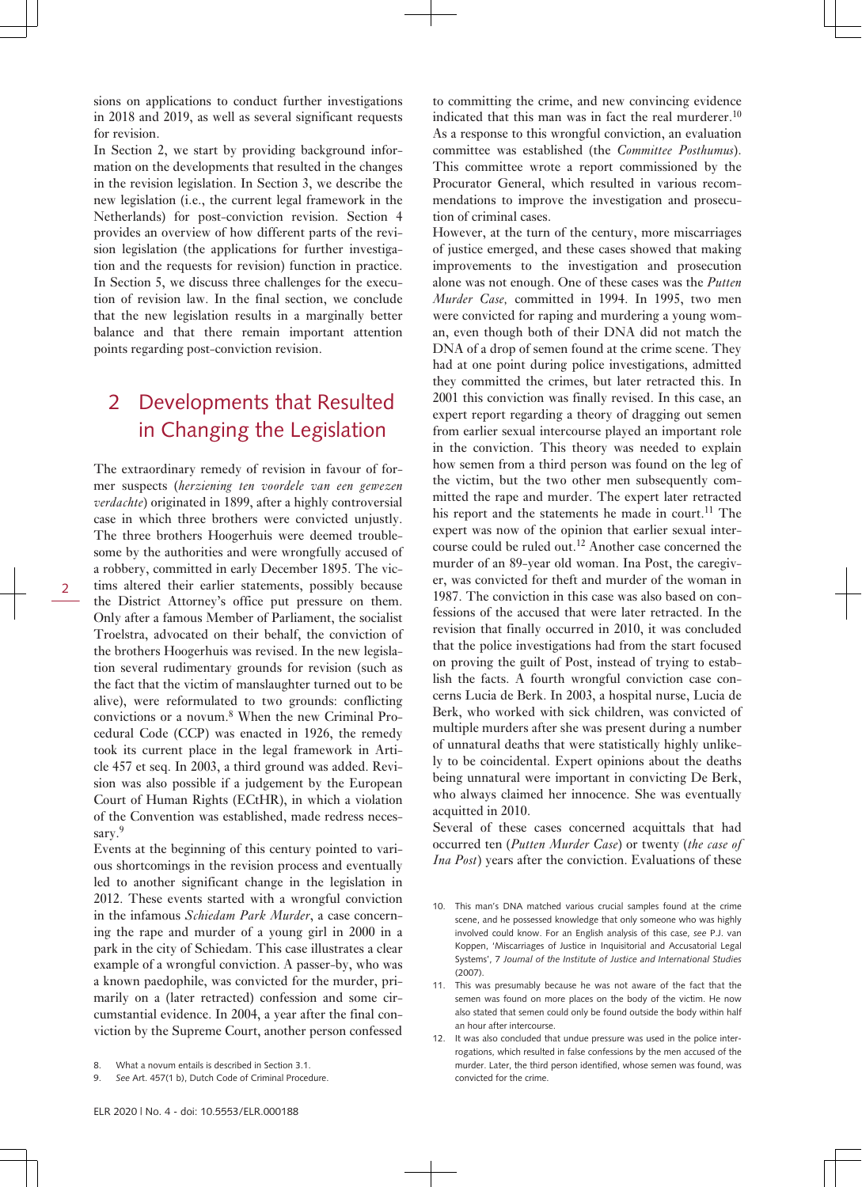sions on applications to conduct further investigations in 2018 and 2019, as well as several significant requests for revision.

In Section 2, we start by providing background information on the developments that resulted in the changes in the revision legislation. In Section 3, we describe the new legislation (i.e., the current legal framework in the Netherlands) for post-conviction revision. Section 4 provides an overview of how different parts of the revision legislation (the applications for further investigation and the requests for revision) function in practice. In Section 5, we discuss three challenges for the execution of revision law. In the final section, we conclude that the new legislation results in a marginally better balance and that there remain important attention points regarding post-conviction revision.

## 2 Developments that Resulted in Changing the Legislation

The extraordinary remedy of revision in favour of former suspects (*herziening ten voordele van een gewezen verdachte*) originated in 1899, after a highly controversial case in which three brothers were convicted unjustly. The three brothers Hoogerhuis were deemed troublesome by the authorities and were wrongfully accused of a robbery, committed in early December 1895. The victims altered their earlier statements, possibly because the District Attorney's office put pressure on them. Only after a famous Member of Parliament, the socialist Troelstra, advocated on their behalf, the conviction of the brothers Hoogerhuis was revised. In the new legislation several rudimentary grounds for revision (such as the fact that the victim of manslaughter turned out to be alive), were reformulated to two grounds: conflicting convictions or a novum.[8] When the new Criminal Procedural Code (CCP) was enacted in 1926, the remedy took its current place in the legal framework in Article 457 et seq. In 2003, a third ground was added. Revision was also possible if a judgement by the European Court of Human Rights (ECtHR), in which a violation of the Convention was established, made redress necessary.[9]

Events at the beginning of this century pointed to various shortcomings in the revision process and eventually led to another significant change in the legislation in 2012. These events started with a wrongful conviction in the infamous *Schiedam Park Murder*, a case concerning the rape and murder of a young girl in 2000 in a park in the city of Schiedam. This case illustrates a clear example of a wrongful conviction. A passer-by, who was a known paedophile, was convicted for the murder, primarily on a (later retracted) confession and some circumstantial evidence. In 2004, a year after the final conviction by the Supreme Court, another person confessed to committing the crime, and new convincing evidence indicated that this man was in fact the real murderer.[10] As a response to this wrongful conviction, an evaluation committee was established (the *Committee Posthumus*). This committee wrote a report commissioned by the Procurator General, which resulted in various recommendations to improve the investigation and prosecution of criminal cases.

However, at the turn of the century, more miscarriages of justice emerged, and these cases showed that making improvements to the investigation and prosecution alone was not enough. One of these cases was the *Putten Murder Case,* committed in 1994. In 1995, two men were convicted for raping and murdering a young woman, even though both of their DNA did not match the DNA of a drop of semen found at the crime scene. They had at one point during police investigations, admitted they committed the crimes, but later retracted this. In 2001 this conviction was finally revised. In this case, an expert report regarding a theory of dragging out semen from earlier sexual intercourse played an important role in the conviction. This theory was needed to explain how semen from a third person was found on the leg of the victim, but the two other men subsequently committed the rape and murder. The expert later retracted his report and the statements he made in court.[11] The expert was now of the opinion that earlier sexual intercourse could be ruled out.[12] Another case concerned the murder of an 89-year old woman. Ina Post, the caregiver, was convicted for theft and murder of the woman in 1987. The conviction in this case was also based on confessions of the accused that were later retracted. In the revision that finally occurred in 2010, it was concluded that the police investigations had from the start focused on proving the guilt of Post, instead of trying to establish the facts. A fourth wrongful conviction case concerns Lucia de Berk. In 2003, a hospital nurse, Lucia de Berk, who worked with sick children, was convicted of multiple murders after she was present during a number of unnatural deaths that were statistically highly unlikely to be coincidental. Expert opinions about the deaths being unnatural were important in convicting De Berk, who always claimed her innocence. She was eventually acquitted in 2010.

Several of these cases concerned acquittals that had occurred ten (*Putten Murder Case*) or twenty (*the case of Ina Post*) years after the conviction. Evaluations of these

---

8. What a novum entails is described in Section 3.1.
9. *See* Art. 457(1 b), Dutch Code of Criminal Procedure.
10. This man's DNA matched various crucial samples found at the crime scene, and he possessed knowledge that only someone who was highly involved could know. For an English analysis of this case, *see* P.J. van Koppen, 'Miscarriages of Justice in Inquisitorial and Accusatorial Legal Systems', 7 *Journal of the Institute of Justice and International Studies* (2007).
11. This was presumably because he was not aware of the fact that the semen was found on more places on the body of the victim. He now also stated that semen could only be found outside the body within half an hour after intercourse.
12. It was also concluded that undue pressure was used in the police interrogations, which resulted in false confessions by the men accused of the murder. Later, the third person identified, whose semen was found, was convicted for the crime.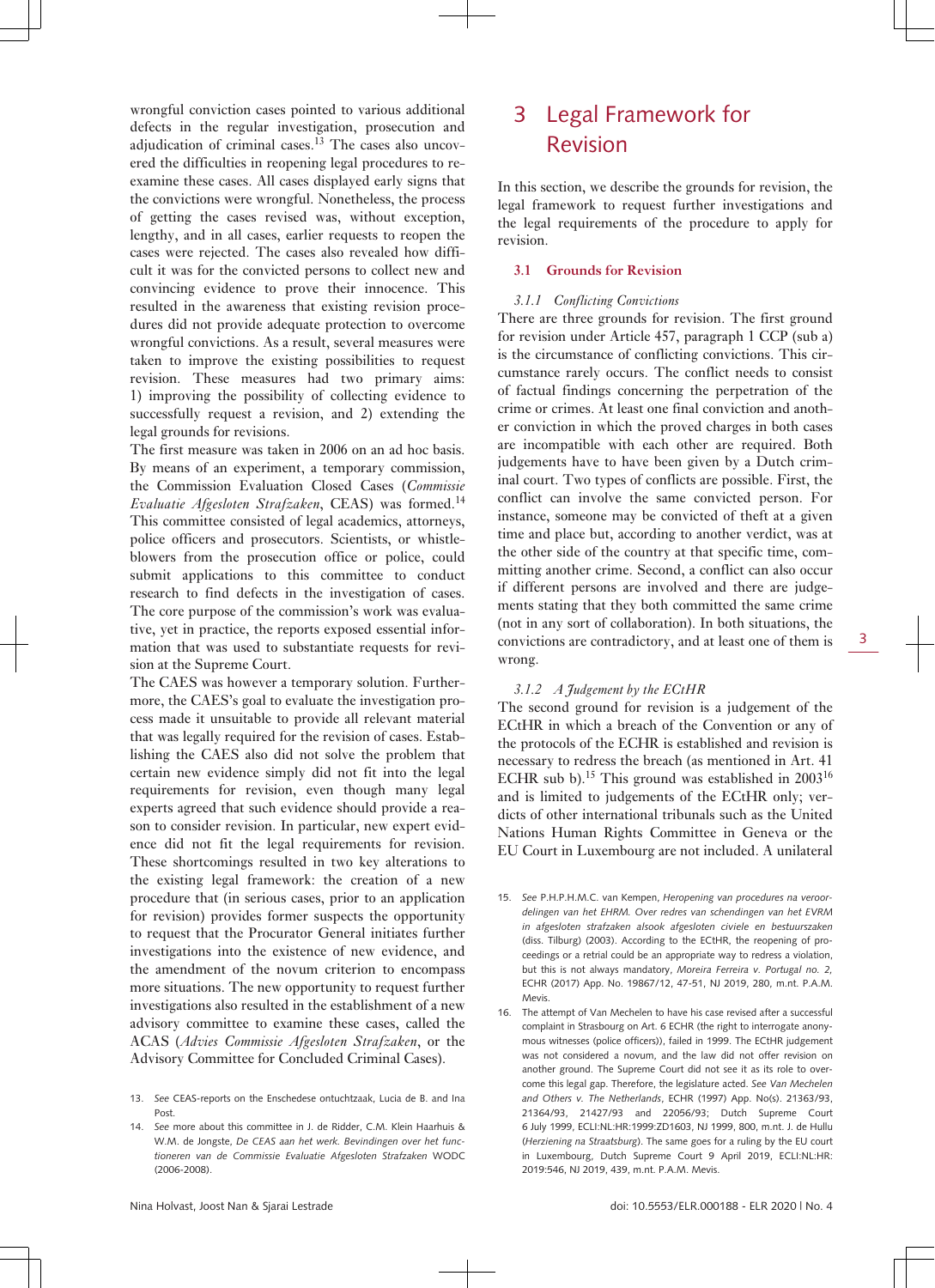wrongful conviction cases pointed to various additional defects in the regular investigation, prosecution and adjudication of criminal cases.[13] The cases also uncovered the difficulties in reopening legal procedures to re-examine these cases. All cases displayed early signs that the convictions were wrongful. Nonetheless, the process of getting the cases revised was, without exception, lengthy, and in all cases, earlier requests to reopen the cases were rejected. The cases also revealed how difficult it was for the convicted persons to collect new and convincing evidence to prove their innocence. This resulted in the awareness that existing revision procedures did not provide adequate protection to overcome wrongful convictions. As a result, several measures were taken to improve the existing possibilities to request revision. These measures had two primary aims: 1) improving the possibility of collecting evidence to successfully request a revision, and 2) extending the legal grounds for revisions.

The first measure was taken in 2006 on an ad hoc basis. By means of an experiment, a temporary commission, the Commission Evaluation Closed Cases (*Commissie Evaluatie Afgesloten Strafzaken*, CEAS) was formed.[14] This committee consisted of legal academics, attorneys, police officers and prosecutors. Scientists, or whistleblowers from the prosecution office or police, could submit applications to this committee to conduct research to find defects in the investigation of cases. The core purpose of the commission's work was evaluative, yet in practice, the reports exposed essential information that was used to substantiate requests for revision at the Supreme Court.

The CAES was however a temporary solution. Furthermore, the CAES's goal to evaluate the investigation process made it unsuitable to provide all relevant material that was legally required for the revision of cases. Establishing the CAES also did not solve the problem that certain new evidence simply did not fit into the legal requirements for revision, even though many legal experts agreed that such evidence should provide a reason to consider revision. In particular, new expert evidence did not fit the legal requirements for revision. These shortcomings resulted in two key alterations to the existing legal framework: the creation of a new procedure that (in serious cases, prior to an application for revision) provides former suspects the opportunity to request that the Procurator General initiates further investigations into the existence of new evidence, and the amendment of the novum criterion to encompass more situations. The new opportunity to request further investigations also resulted in the establishment of a new advisory committee to examine these cases, called the ACAS (*Advies Commissie Afgesloten Strafzaken*, or the Advisory Committee for Concluded Criminal Cases).

# 3 Legal Framework for Revision

In this section, we describe the grounds for revision, the legal framework to request further investigations and the legal requirements of the procedure to apply for revision.

## 3.1 Grounds for Revision

### *3.1.1 Conflicting Convictions*

There are three grounds for revision. The first ground for revision under Article 457, paragraph 1 CCP (sub a) is the circumstance of conflicting convictions. This circumstance rarely occurs. The conflict needs to consist of factual findings concerning the perpetration of the crime or crimes. At least one final conviction and another conviction in which the proved charges in both cases are incompatible with each other are required. Both judgements have to have been given by a Dutch criminal court. Two types of conflicts are possible. First, the conflict can involve the same convicted person. For instance, someone may be convicted of theft at a given time and place but, according to another verdict, was at the other side of the country at that specific time, committing another crime. Second, a conflict can also occur if different persons are involved and there are judgements stating that they both committed the same crime (not in any sort of collaboration). In both situations, the convictions are contradictory, and at least one of them is wrong.

### *3.1.2 A Judgement by the ECtHR*

The second ground for revision is a judgement of the ECtHR in which a breach of the Convention or any of the protocols of the ECHR is established and revision is necessary to redress the breach (as mentioned in Art. 41 ECHR sub b).[15] This ground was established in 2003[16] and is limited to judgements of the ECtHR only; verdicts of other international tribunals such as the United Nations Human Rights Committee in Geneva or the EU Court in Luxembourg are not included. A unilateral

---

13. *See* CEAS-reports on the Enschedese ontuchtzaak, Lucia de B. and Ina Post.

14. *See* more about this committee in J. de Ridder, C.M. Klein Haarhuis & W.M. de Jongste, *De CEAS aan het werk. Bevindingen over het functioneren van de Commissie Evaluatie Afgesloten Strafzaken* WODC (2006-2008).

15. *See* P.H.P.H.M.C. van Kempen, *Heropening van procedures na veroordelingen van het EHRM. Over redres van schendingen van het EVRM in afgesloten strafzaken alsook afgesloten civiele en bestuurszaken* (diss. Tilburg) (2003). According to the ECtHR, the reopening of proceedings or a retrial could be an appropriate way to redress a violation, but this is not always mandatory, *Moreira Ferreira v. Portugal no. 2*, ECHR (2017) App. No. 19867/12, 47-51, NJ 2019, 280, m.nt. P.A.M. Mevis.

16. The attempt of Van Mechelen to have his case revised after a successful complaint in Strasbourg on Art. 6 ECHR (the right to interrogate anonymous witnesses (police officers)), failed in 1999. The ECtHR judgement was not considered a novum, and the law did not offer revision on another ground. The Supreme Court did not see it as its role to overcome this legal gap. Therefore, the legislature acted. *See Van Mechelen and Others v. The Netherlands*, ECHR (1997) App. No(s). 21363/93, 21364/93, 21427/93 and 22056/93; Dutch Supreme Court 6 July 1999, ECLI:NL:HR:1999:ZD1603, NJ 1999, 800, m.nt. J. de Hullu (*Herziening na Straatsburg*). The same goes for a ruling by the EU court in Luxembourg, Dutch Supreme Court 9 April 2019, ECLI:NL:HR:2019:546, NJ 2019, 439, m.nt. P.A.M. Mevis.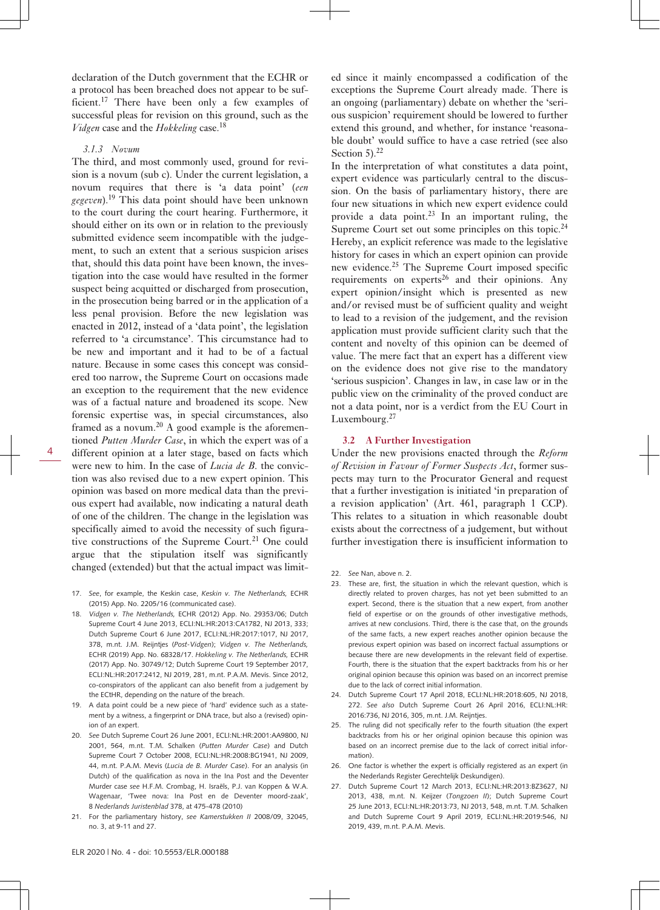declaration of the Dutch government that the ECHR or a protocol has been breached does not appear to be sufficient.[17] There have been only a few examples of successful pleas for revision on this ground, such as the *Vidgen* case and the *Hokkeling* case.[18]

#### 3.1.3 Novum

The third, and most commonly used, ground for revision is a novum (sub c). Under the current legislation, a novum requires that there is 'a data point' (*een gegeven*).[19] This data point should have been unknown to the court during the court hearing. Furthermore, it should either on its own or in relation to the previously submitted evidence seem incompatible with the judgement, to such an extent that a serious suspicion arises that, should this data point have been known, the investigation into the case would have resulted in the former suspect being acquitted or discharged from prosecution, in the prosecution being barred or in the application of a less penal provision. Before the new legislation was enacted in 2012, instead of a 'data point', the legislation referred to 'a circumstance'. This circumstance had to be new and important and it had to be of a factual nature. Because in some cases this concept was considered too narrow, the Supreme Court on occasions made an exception to the requirement that the new evidence was of a factual nature and broadened its scope. New forensic expertise was, in special circumstances, also framed as a novum.[20] A good example is the aforementioned *Putten Murder Case*, in which the expert was of a different opinion at a later stage, based on facts which were new to him. In the case of *Lucia de B.* the conviction was also revised due to a new expert opinion. This opinion was based on more medical data than the previous expert had available, now indicating a natural death of one of the children. The change in the legislation was specifically aimed to avoid the necessity of such figurative constructions of the Supreme Court.[21] One could argue that the stipulation itself was significantly changed (extended) but that the actual impact was limited since it mainly encompassed a codification of the exceptions the Supreme Court already made. There is an ongoing (parliamentary) debate on whether the 'serious suspicion' requirement should be lowered to further extend this ground, and whether, for instance 'reasonable doubt' would suffice to have a case retried (see also Section 5).[22]

In the interpretation of what constitutes a data point, expert evidence was particularly central to the discussion. On the basis of parliamentary history, there are four new situations in which new expert evidence could provide a data point.[23] In an important ruling, the Supreme Court set out some principles on this topic.[24] Hereby, an explicit reference was made to the legislative history for cases in which an expert opinion can provide new evidence.[25] The Supreme Court imposed specific requirements on experts[26] and their opinions. Any expert opinion/insight which is presented as new and/or revised must be of sufficient quality and weight to lead to a revision of the judgement, and the revision application must provide sufficient clarity such that the content and novelty of this opinion can be deemed of value. The mere fact that an expert has a different view on the evidence does not give rise to the mandatory 'serious suspicion'. Changes in law, in case law or in the public view on the criminality of the proved conduct are not a data point, nor is a verdict from the EU Court in Luxembourg.[27]

### 3.2 A Further Investigation

Under the new provisions enacted through the *Reform of Revision in Favour of Former Suspects Act*, former suspects may turn to the Procurator General and request that a further investigation is initiated 'in preparation of a revision application' (Art. 461, paragraph 1 CCP). This relates to a situation in which reasonable doubt exists about the correctness of a judgement, but without further investigation there is insufficient information to

---

17. *See*, for example, the Keskin case, *Keskin v. The Netherlands*, ECHR (2015) App. No. 2205/16 (communicated case).
18. *Vidgen v. The Netherlands*, ECHR (2012) App. No. 29353/06; Dutch Supreme Court 4 June 2013, ECLI:NL:HR:2013:CA1782, NJ 2013, 333; Dutch Supreme Court 6 June 2017, ECLI:NL:HR:2017:1017, NJ 2017, 378, m.nt. J.M. Reijntjes (*Post-Vidgen*); *Vidgen v. The Netherlands*, ECHR (2019) App. No. 68328/17. *Hokkeling v. The Netherlands*, ECHR (2017) App. No. 30749/12; Dutch Supreme Court 19 September 2017, ECLI:NL:HR:2017:2412, NJ 2019, 281, m.nt. P.A.M. Mevis. Since 2012, co-conspirators of the applicant can also benefit from a judgement by the ECtHR, depending on the nature of the breach.
19. A data point could be a new piece of 'hard' evidence such as a statement by a witness, a fingerprint or DNA trace, but also a (revised) opinion of an expert.
20. *See* Dutch Supreme Court 26 June 2001, ECLI:NL:HR:2001:AA9800, NJ 2001, 564, m.nt. T.M. Schalken (*Putten Murder Case*) and Dutch Supreme Court 7 October 2008, ECLI:NL:HR:2008:BG1941, NJ 2009, 44, m.nt. P.A.M. Mevis (*Lucia de B. Murder Case*). For an analysis (in Dutch) of the qualification as nova in the Ina Post and the Deventer Murder case *see* H.F.M. Crombag, H. Israëls, P.J. van Koppen & W.A. Wagenaar, 'Twee nova: Ina Post en de Deventer moord-zaak', 8 *Nederlands Juristenblad* 378, at 475-478 (2010)
21. For the parliamentary history, *see Kamerstukken II* 2008/09, 32045, no. 3, at 9-11 and 27.
22. *See* Nan, above n. 2.
23. These are, first, the situation in which the relevant question, which is directly related to proven charges, has not yet been submitted to an expert. Second, there is the situation that a new expert, from another field of expertise or on the grounds of other investigative methods, arrives at new conclusions. Third, there is the case that, on the grounds of the same facts, a new expert reaches another opinion because the previous expert opinion was based on incorrect factual assumptions or because there are new developments in the relevant field of expertise. Fourth, there is the situation that the expert backtracks from his or her original opinion because this opinion was based on an incorrect premise due to the lack of correct initial information.
24. Dutch Supreme Court 17 April 2018, ECLI:NL:HR:2018:605, NJ 2018, 272. *See also* Dutch Supreme Court 26 April 2016, ECLI:NL:HR:2016:736, NJ 2016, 305, m.nt. J.M. Reijntjes.
25. The ruling did not specifically refer to the fourth situation (the expert backtracks from his or her original opinion because this opinion was based on an incorrect premise due to the lack of correct initial information).
26. One factor is whether the expert is officially registered as an expert (in the Nederlands Register Gerechtelijk Deskundigen).
27. Dutch Supreme Court 12 March 2013, ECLI:NL:HR:2013:BZ3627, NJ 2013, 438, m.nt. N. Keijzer (*Tongzoen II*); Dutch Supreme Court 25 June 2013, ECLI:NL:HR:2013:73, NJ 2013, 548, m.nt. T.M. Schalken and Dutch Supreme Court 9 April 2019, ECLI:NL:HR:2019:546, NJ 2019, 439, m.nt. P.A.M. Mevis.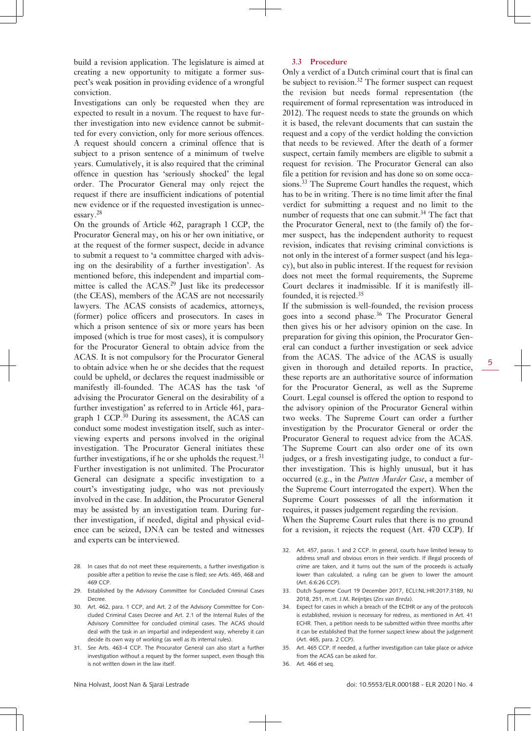build a revision application. The legislature is aimed at creating a new opportunity to mitigate a former suspect's weak position in providing evidence of a wrongful conviction.

Investigations can only be requested when they are expected to result in a novum. The request to have further investigation into new evidence cannot be submitted for every conviction, only for more serious offences. A request should concern a criminal offence that is subject to a prison sentence of a minimum of twelve years. Cumulatively, it is also required that the criminal offence in question has 'seriously shocked' the legal order. The Procurator General may only reject the request if there are insufficient indications of potential new evidence or if the requested investigation is unnecessary.[28]

On the grounds of Article 462, paragraph 1 CCP, the Procurator General may, on his or her own initiative, or at the request of the former suspect, decide in advance to submit a request to 'a committee charged with advising on the desirability of a further investigation'. As mentioned before, this independent and impartial committee is called the ACAS.[29] Just like its predecessor (the CEAS), members of the ACAS are not necessarily lawyers. The ACAS consists of academics, attorneys, (former) police officers and prosecutors. In cases in which a prison sentence of six or more years has been imposed (which is true for most cases), it is compulsory for the Procurator General to obtain advice from the ACAS. It is not compulsory for the Procurator General to obtain advice when he or she decides that the request could be upheld, or declares the request inadmissible or manifestly ill-founded. The ACAS has the task 'of advising the Procurator General on the desirability of a further investigation' as referred to in Article 461, paragraph 1 CCP.[30] During its assessment, the ACAS can conduct some modest investigation itself, such as interviewing experts and persons involved in the original investigation. The Procurator General initiates these further investigations, if he or she upholds the request.[31] Further investigation is not unlimited. The Procurator General can designate a specific investigation to a court's investigating judge, who was not previously involved in the case. In addition, the Procurator General may be assisted by an investigation team. During further investigation, if needed, digital and physical evidence can be seized, DNA can be tested and witnesses and experts can be interviewed.

### 3.3 Procedure

Only a verdict of a Dutch criminal court that is final can be subject to revision.[32] The former suspect can request the revision but needs formal representation (the requirement of formal representation was introduced in 2012). The request needs to state the grounds on which it is based, the relevant documents that can sustain the request and a copy of the verdict holding the conviction that needs to be reviewed. After the death of a former suspect, certain family members are eligible to submit a request for revision. The Procurator General can also file a petition for revision and has done so on some occasions.[33] The Supreme Court handles the request, which has to be in writing. There is no time limit after the final verdict for submitting a request and no limit to the number of requests that one can submit.[34] The fact that the Procurator General, next to (the family of) the former suspect, has the independent authority to request revision, indicates that revising criminal convictions is not only in the interest of a former suspect (and his legacy), but also in public interest. If the request for revision does not meet the formal requirements, the Supreme Court declares it inadmissible. If it is manifestly ill-founded, it is rejected.[35]

If the submission is well-founded, the revision process goes into a second phase.[36] The Procurator General then gives his or her advisory opinion on the case. In preparation for giving this opinion, the Procurator General can conduct a further investigation or seek advice from the ACAS. The advice of the ACAS is usually given in thorough and detailed reports. In practice, these reports are an authoritative source of information for the Procurator General, as well as the Supreme Court. Legal counsel is offered the option to respond to the advisory opinion of the Procurator General within two weeks. The Supreme Court can order a further investigation by the Procurator General or order the Procurator General to request advice from the ACAS. The Supreme Court can also order one of its own judges, or a fresh investigating judge, to conduct a further investigation. This is highly unusual, but it has occurred (e.g., in the *Putten Murder Case*, a member of the Supreme Court interrogated the expert). When the Supreme Court possesses of all the information it requires, it passes judgement regarding the revision.

When the Supreme Court rules that there is no ground for a revision, it rejects the request (Art. 470 CCP). If

---

28. In cases that do not meet these requirements, a further investigation is possible after a petition to revise the case is filed; *see* Arts. 465, 468 and 469 CCP.
29. Established by the Advisory Committee for Concluded Criminal Cases Decree.
30. Art. 462, para. 1 CCP, and Art. 2 of the Advisory Committee for Concluded Criminal Cases Decree and Art. 2.1 of the Internal Rules of the Advisory Committee for concluded criminal cases. The ACAS should deal with the task in an impartial and independent way, whereby it can decide its own way of working (as well as its internal rules).
31. *See* Arts. 463-4 CCP. The Procurator General can also start a further investigation without a request by the former suspect, even though this is not written down in the law itself.
32. Art. 457, paras. 1 and 2 CCP. In general, courts have limited leeway to address small and obvious errors in their verdicts. If illegal proceeds of crime are taken, and it turns out the sum of the proceeds is actually lower than calculated, a ruling can be given to lower the amount (Art. 6:6:26 CCP).
33. Dutch Supreme Court 19 December 2017, ECLI:NL:HR:2017:3189, NJ 2018, 251, m.nt. J.M. Reijntjes (*Zes van Breda*).
34. Expect for cases in which a breach of the ECtHR or any of the protocols is established, revision is necessary for redress, as mentioned in Art. 41 ECHR. Then, a petition needs to be submitted within three months after it can be established that the former suspect knew about the judgement (Art. 465, para. 2 CCP).
35. Art. 465 CCP. If needed, a further investigation can take place or advice from the ACAS can be asked for.
36. Art. 466 et seq.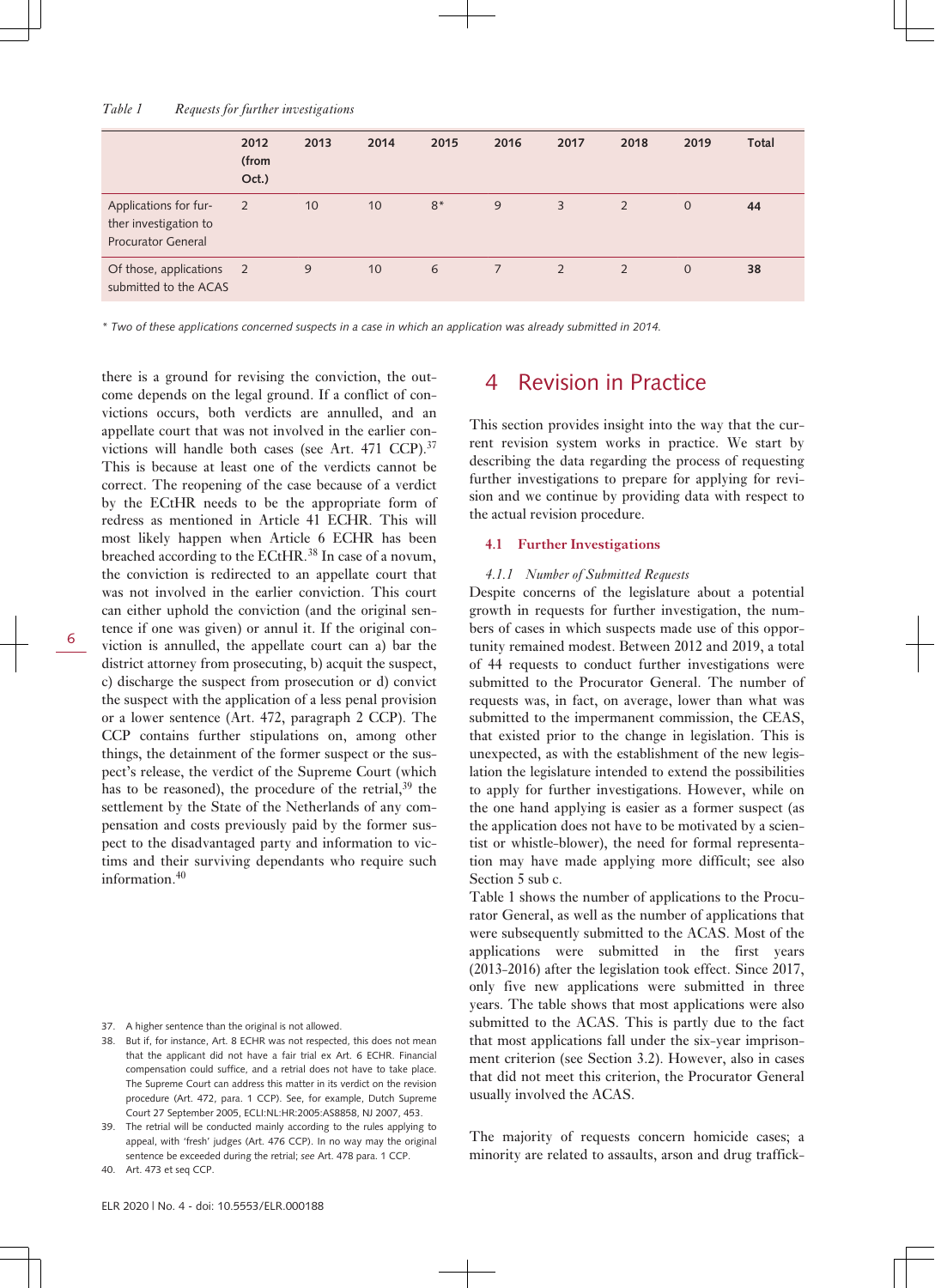*Table 1 Requests for further investigations*

| | 2012 (from Oct.) | 2013 | 2014 | 2015 | 2016 | 2017 | 2018 | 2019 | Total |
|---|---|---|---|---|---|---|---|---|---|
| Applications for further investigation to Procurator General | 2 | 10 | 10 | 8* | 9 | 3 | 2 | 0 | **44** |
| Of those, applications submitted to the ACAS | 2 | 9 | 10 | 6 | 7 | 2 | 2 | 0 | **38** |

*\* Two of these applications concerned suspects in a case in which an application was already submitted in 2014.*

there is a ground for revising the conviction, the outcome depends on the legal ground. If a conflict of convictions occurs, both verdicts are annulled, and an appellate court that was not involved in the earlier convictions will handle both cases (see Art. 471 CCP).[37] This is because at least one of the verdicts cannot be correct. The reopening of the case because of a verdict by the ECtHR needs to be the appropriate form of redress as mentioned in Article 41 ECHR. This will most likely happen when Article 6 ECHR has been breached according to the ECtHR.[38] In case of a novum, the conviction is redirected to an appellate court that was not involved in the earlier conviction. This court can either uphold the conviction (and the original sentence if one was given) or annul it. If the original conviction is annulled, the appellate court can a) bar the district attorney from prosecuting, b) acquit the suspect, c) discharge the suspect from prosecution or d) convict the suspect with the application of a less penal provision or a lower sentence (Art. 472, paragraph 2 CCP). The CCP contains further stipulations on, among other things, the detainment of the former suspect or the suspect's release, the verdict of the Supreme Court (which has to be reasoned), the procedure of the retrial,[39] the settlement by the State of the Netherlands of any compensation and costs previously paid by the former suspect to the disadvantaged party and information to victims and their surviving dependants who require such information.[40]

37. A higher sentence than the original is not allowed.

38. But if, for instance, Art. 8 ECHR was not respected, this does not mean that the applicant did not have a fair trial ex Art. 6 ECHR. Financial compensation could suffice, and a retrial does not have to take place. The Supreme Court can address this matter in its verdict on the revision procedure (Art. 472, para. 1 CCP). See, for example, Dutch Supreme Court 27 September 2005, ECLI:NL:HR:2005:AS8858, NJ 2007, 453.

39. The retrial will be conducted mainly according to the rules applying to appeal, with 'fresh' judges (Art. 476 CCP). In no way may the original sentence be exceeded during the retrial; *see* Art. 478 para. 1 CCP.

40. Art. 473 et seq CCP.

# 4 Revision in Practice

This section provides insight into the way that the current revision system works in practice. We start by describing the data regarding the process of requesting further investigations to prepare for applying for revision and we continue by providing data with respect to the actual revision procedure.

## 4.1 Further Investigations

### *4.1.1 Number of Submitted Requests*

Despite concerns of the legislature about a potential growth in requests for further investigation, the numbers of cases in which suspects made use of this opportunity remained modest. Between 2012 and 2019, a total of 44 requests to conduct further investigations were submitted to the Procurator General. The number of requests was, in fact, on average, lower than what was submitted to the impermanent commission, the CEAS, that existed prior to the change in legislation. This is unexpected, as with the establishment of the new legislation the legislature intended to extend the possibilities to apply for further investigations. However, while on the one hand applying is easier as a former suspect (as the application does not have to be motivated by a scientist or whistle-blower), the need for formal representation may have made applying more difficult; see also Section 5 sub c.

Table 1 shows the number of applications to the Procurator General, as well as the number of applications that were subsequently submitted to the ACAS. Most of the applications were submitted in the first years (2013-2016) after the legislation took effect. Since 2017, only five new applications were submitted in three years. The table shows that most applications were also submitted to the ACAS. This is partly due to the fact that most applications fall under the six-year imprisonment criterion (see Section 3.2). However, also in cases that did not meet this criterion, the Procurator General usually involved the ACAS.

The majority of requests concern homicide cases; a minority are related to assaults, arson and drug traffick-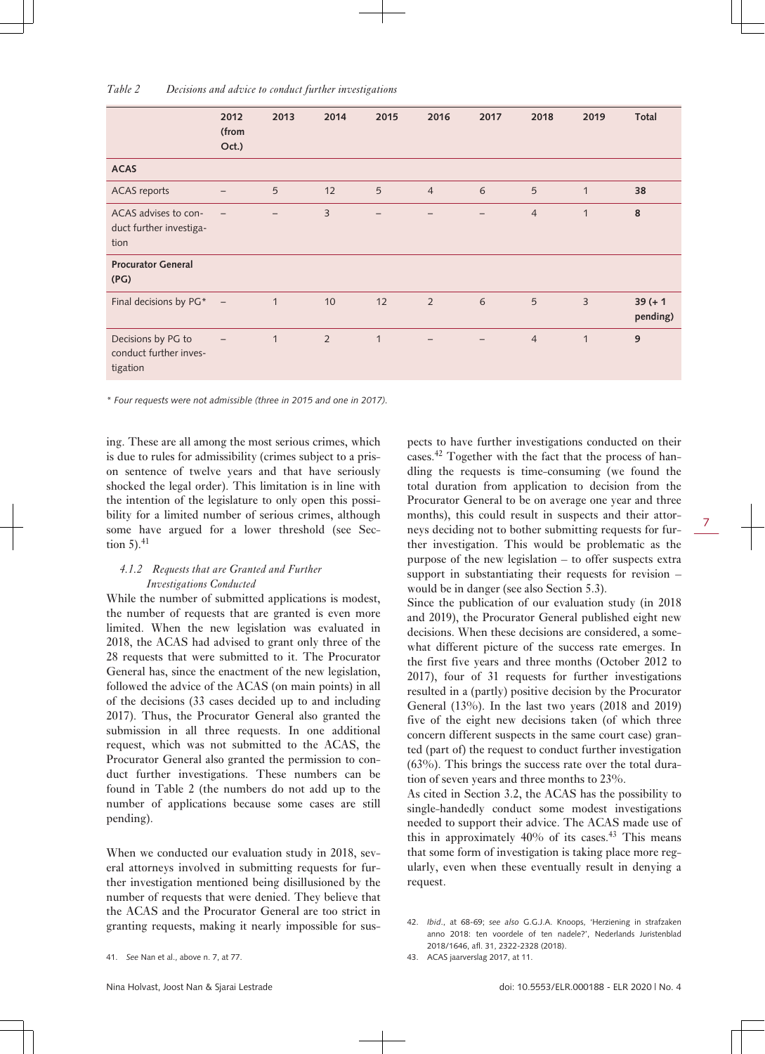*Table 2 Decisions and advice to conduct further investigations*

| | 2012 (from Oct.) | 2013 | 2014 | 2015 | 2016 | 2017 | 2018 | 2019 | Total |
|---|---|---|---|---|---|---|---|---|---|
| **ACAS** | | | | | | | | | |
| ACAS reports | – | 5 | 12 | 5 | 4 | 6 | 5 | 1 | **38** |
| ACAS advises to conduct further investigation | – | – | 3 | – | – | – | 4 | 1 | **8** |
| **Procurator General (PG)** | | | | | | | | | |
| Final decisions by PG* | – | 1 | 10 | 12 | 2 | 6 | 5 | 3 | **39 (+ 1 pending)** |
| Decisions by PG to conduct further investigation | – | 1 | 2 | 1 | – | – | 4 | 1 | **9** |

*\* Four requests were not admissible (three in 2015 and one in 2017).*

ing. These are all among the most serious crimes, which is due to rules for admissibility (crimes subject to a prison sentence of twelve years and that have seriously shocked the legal order). This limitation is in line with the intention of the legislature to only open this possibility for a limited number of serious crimes, although some have argued for a lower threshold (see Section 5).[41]

#### *4.1.2 Requests that are Granted and Further Investigations Conducted*

While the number of submitted applications is modest, the number of requests that are granted is even more limited. When the new legislation was evaluated in 2018, the ACAS had advised to grant only three of the 28 requests that were submitted to it. The Procurator General has, since the enactment of the new legislation, followed the advice of the ACAS (on main points) in all of the decisions (33 cases decided up to and including 2017). Thus, the Procurator General also granted the submission in all three requests. In one additional request, which was not submitted to the ACAS, the Procurator General also granted the permission to conduct further investigations. These numbers can be found in Table 2 (the numbers do not add up to the number of applications because some cases are still pending).

When we conducted our evaluation study in 2018, several attorneys involved in submitting requests for further investigation mentioned being disillusioned by the number of requests that were denied. They believe that the ACAS and the Procurator General are too strict in granting requests, making it nearly impossible for suspects to have further investigations conducted on their cases.[42] Together with the fact that the process of handling the requests is time-consuming (we found the total duration from application to decision from the Procurator General to be on average one year and three months), this could result in suspects and their attorneys deciding not to bother submitting requests for further investigation. This would be problematic as the purpose of the new legislation – to offer suspects extra support in substantiating their requests for revision – would be in danger (see also Section 5.3).

Since the publication of our evaluation study (in 2018 and 2019), the Procurator General published eight new decisions. When these decisions are considered, a somewhat different picture of the success rate emerges. In the first five years and three months (October 2012 to 2017), four of 31 requests for further investigations resulted in a (partly) positive decision by the Procurator General (13%). In the last two years (2018 and 2019) five of the eight new decisions taken (of which three concern different suspects in the same court case) granted (part of) the request to conduct further investigation (63%). This brings the success rate over the total duration of seven years and three months to 23%.

As cited in Section 3.2, the ACAS has the possibility to single-handedly conduct some modest investigations needed to support their advice. The ACAS made use of this in approximately 40% of its cases.[43] This means that some form of investigation is taking place more regularly, even when these eventually result in denying a request.

41. *See* Nan et al., above n. 7, at 77.

42. *Ibid*., at 68-69; *see also* G.G.J.A. Knoops, 'Herziening in strafzaken anno 2018: ten voordele of ten nadele?', Nederlands Juristenblad 2018/1646, afl. 31, 2322-2328 (2018).

43. ACAS jaarverslag 2017, at 11.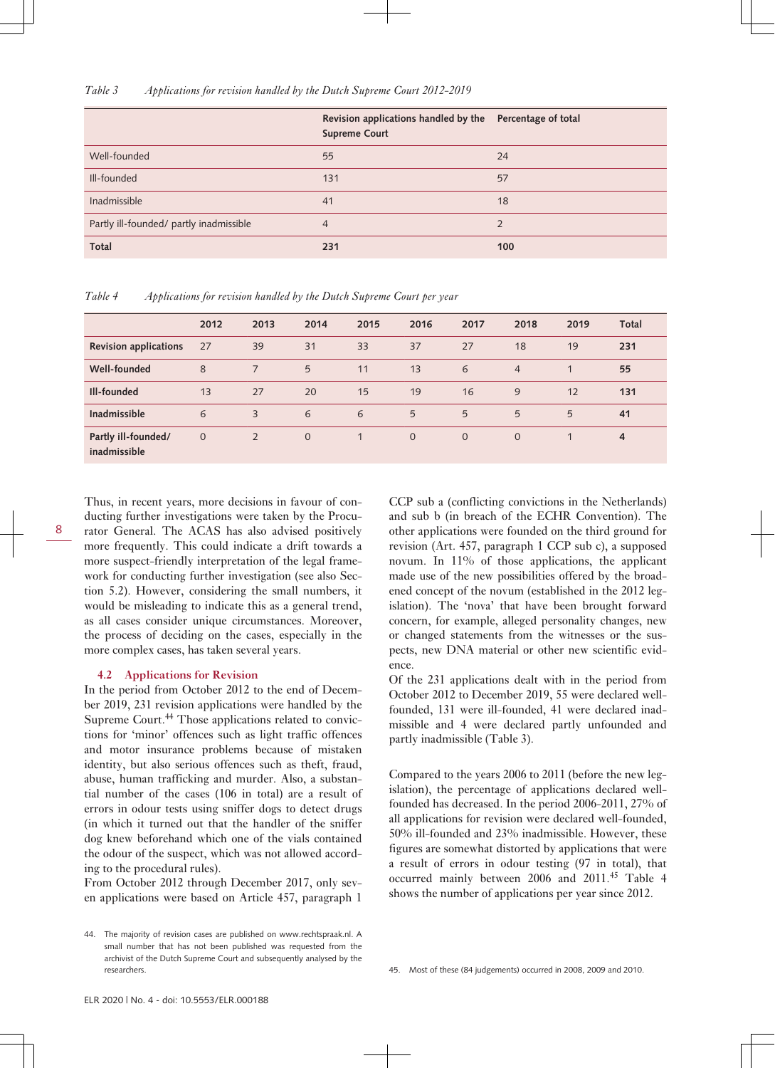*Table 3 Applications for revision handled by the Dutch Supreme Court 2012-2019*

| | Revision applications handled by the Supreme Court | Percentage of total |
|---|---|---|
| Well-founded | 55 | 24 |
| Ill-founded | 131 | 57 |
| Inadmissible | 41 | 18 |
| Partly ill-founded/ partly inadmissible | 4 | 2 |
| **Total** | **231** | **100** |

*Table 4 Applications for revision handled by the Dutch Supreme Court per year*

| | 2012 | 2013 | 2014 | 2015 | 2016 | 2017 | 2018 | 2019 | Total |
|---|---|---|---|---|---|---|---|---|---|
| **Revision applications** | 27 | 39 | 31 | 33 | 37 | 27 | 18 | 19 | **231** |
| **Well-founded** | 8 | 7 | 5 | 11 | 13 | 6 | 4 | 1 | **55** |
| **Ill-founded** | 13 | 27 | 20 | 15 | 19 | 16 | 9 | 12 | **131** |
| **Inadmissible** | 6 | 3 | 6 | 6 | 5 | 5 | 5 | 5 | **41** |
| **Partly ill-founded/ inadmissible** | 0 | 2 | 0 | 1 | 0 | 0 | 0 | 1 | **4** |

Thus, in recent years, more decisions in favour of conducting further investigations were taken by the Procurator General. The ACAS has also advised positively more frequently. This could indicate a drift towards a more suspect-friendly interpretation of the legal framework for conducting further investigation (see also Section 5.2). However, considering the small numbers, it would be misleading to indicate this as a general trend, as all cases consider unique circumstances. Moreover, the process of deciding on the cases, especially in the more complex cases, has taken several years.

### 4.2 Applications for Revision

In the period from October 2012 to the end of December 2019, 231 revision applications were handled by the Supreme Court.[44] Those applications related to convictions for 'minor' offences such as light traffic offences and motor insurance problems because of mistaken identity, but also serious offences such as theft, fraud, abuse, human trafficking and murder. Also, a substantial number of the cases (106 in total) are a result of errors in odour tests using sniffer dogs to detect drugs (in which it turned out that the handler of the sniffer dog knew beforehand which one of the vials contained the odour of the suspect, which was not allowed according to the procedural rules).

From October 2012 through December 2017, only seven applications were based on Article 457, paragraph 1 CCP sub a (conflicting convictions in the Netherlands) and sub b (in breach of the ECHR Convention). The other applications were founded on the third ground for revision (Art. 457, paragraph 1 CCP sub c), a supposed novum. In 11% of those applications, the applicant made use of the new possibilities offered by the broadened concept of the novum (established in the 2012 legislation). The 'nova' that have been brought forward concern, for example, alleged personality changes, new or changed statements from the witnesses or the suspects, new DNA material or other new scientific evidence.

Of the 231 applications dealt with in the period from October 2012 to December 2019, 55 were declared well-founded, 131 were ill-founded, 41 were declared inadmissible and 4 were declared partly unfounded and partly inadmissible (Table 3).

Compared to the years 2006 to 2011 (before the new legislation), the percentage of applications declared well-founded has decreased. In the period 2006-2011, 27% of all applications for revision were declared well-founded, 50% ill-founded and 23% inadmissible. However, these figures are somewhat distorted by applications that were a result of errors in odour testing (97 in total), that occurred mainly between 2006 and 2011.[45] Table 4 shows the number of applications per year since 2012.

44. The majority of revision cases are published on www.rechtspraak.nl. A small number that has not been published was requested from the archivist of the Dutch Supreme Court and subsequently analysed by the researchers.

45. Most of these (84 judgements) occurred in 2008, 2009 and 2010.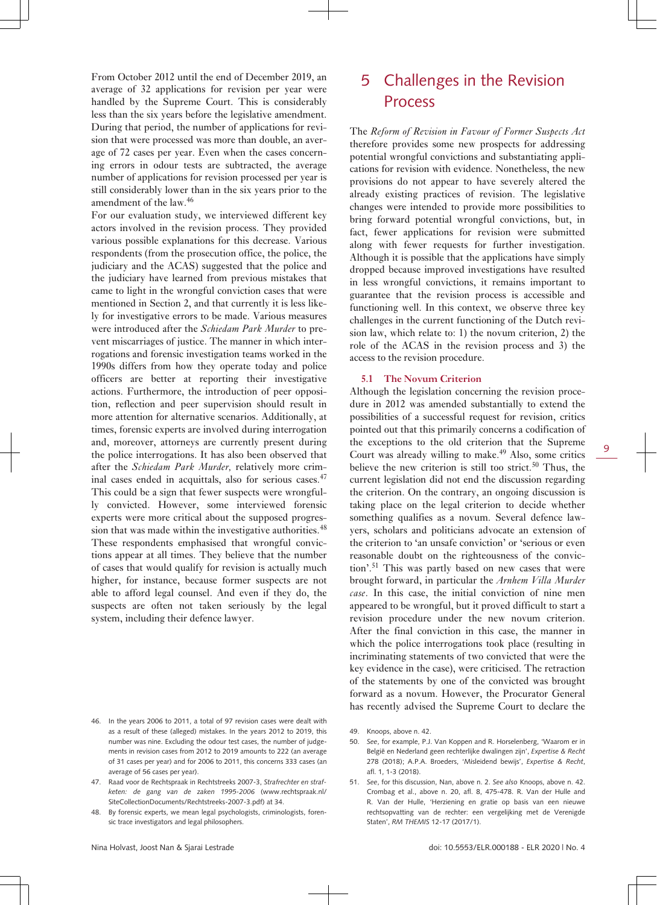From October 2012 until the end of December 2019, an average of 32 applications for revision per year were handled by the Supreme Court. This is considerably less than the six years before the legislative amendment. During that period, the number of applications for revision that were processed was more than double, an average of 72 cases per year. Even when the cases concerning errors in odour tests are subtracted, the average number of applications for revision processed per year is still considerably lower than in the six years prior to the amendment of the law.[46]

For our evaluation study, we interviewed different key actors involved in the revision process. They provided various possible explanations for this decrease. Various respondents (from the prosecution office, the police, the judiciary and the ACAS) suggested that the police and the judiciary have learned from previous mistakes that came to light in the wrongful conviction cases that were mentioned in Section 2, and that currently it is less likely for investigative errors to be made. Various measures were introduced after the *Schiedam Park Murder* to prevent miscarriages of justice. The manner in which interrogations and forensic investigation teams worked in the 1990s differs from how they operate today and police officers are better at reporting their investigative actions. Furthermore, the introduction of peer opposition, reflection and peer supervision should result in more attention for alternative scenarios. Additionally, at times, forensic experts are involved during interrogation and, moreover, attorneys are currently present during the police interrogations. It has also been observed that after the *Schiedam Park Murder,* relatively more criminal cases ended in acquittals, also for serious cases.[47] This could be a sign that fewer suspects were wrongfully convicted. However, some interviewed forensic experts were more critical about the supposed progression that was made within the investigative authorities.[48] These respondents emphasised that wrongful convictions appear at all times. They believe that the number of cases that would qualify for revision is actually much higher, for instance, because former suspects are not able to afford legal counsel. And even if they do, the suspects are often not taken seriously by the legal system, including their defence lawyer.

## 5 Challenges in the Revision Process

The *Reform of Revision in Favour of Former Suspects Act* therefore provides some new prospects for addressing potential wrongful convictions and substantiating applications for revision with evidence. Nonetheless, the new provisions do not appear to have severely altered the already existing practices of revision. The legislative changes were intended to provide more possibilities to bring forward potential wrongful convictions, but, in fact, fewer applications for revision were submitted along with fewer requests for further investigation. Although it is possible that the applications have simply dropped because improved investigations have resulted in less wrongful convictions, it remains important to guarantee that the revision process is accessible and functioning well. In this context, we observe three key challenges in the current functioning of the Dutch revision law, which relate to: 1) the novum criterion, 2) the role of the ACAS in the revision process and 3) the access to the revision procedure.

### 5.1 The Novum Criterion

Although the legislation concerning the revision procedure in 2012 was amended substantially to extend the possibilities of a successful request for revision, critics pointed out that this primarily concerns a codification of the exceptions to the old criterion that the Supreme Court was already willing to make.[49] Also, some critics believe the new criterion is still too strict.[50] Thus, the current legislation did not end the discussion regarding the criterion. On the contrary, an ongoing discussion is taking place on the legal criterion to decide whether something qualifies as a novum. Several defence lawyers, scholars and politicians advocate an extension of the criterion to 'an unsafe conviction' or 'serious or even reasonable doubt on the righteousness of the conviction'.[51] This was partly based on new cases that were brought forward, in particular the *Arnhem Villa Murder case*. In this case, the initial conviction of nine men appeared to be wrongful, but it proved difficult to start a revision procedure under the new novum criterion. After the final conviction in this case, the manner in which the police interrogations took place (resulting in incriminating statements of two convicted that were the key evidence in the case), were criticised. The retraction of the statements by one of the convicted was brought forward as a novum. However, the Procurator General has recently advised the Supreme Court to declare the

---

46. In the years 2006 to 2011, a total of 97 revision cases were dealt with as a result of these (alleged) mistakes. In the years 2012 to 2019, this number was nine. Excluding the odour test cases, the number of judgements in revision cases from 2012 to 2019 amounts to 222 (an average of 31 cases per year) and for 2006 to 2011, this concerns 333 cases (an average of 56 cases per year).

47. Raad voor de Rechtspraak in Rechtstreeks 2007-3, *Strafrechter en strafketen: de gang van de zaken 1995-2006* (www.rechtspraak.nl/SiteCollectionDocuments/Rechtstreeks-2007-3.pdf) at 34.

48. By forensic experts, we mean legal psychologists, criminologists, forensic trace investigators and legal philosophers.

49. Knoops, above n. 42.

50. *See*, for example, P.J. Van Koppen and R. Horselenberg, 'Waarom er in België en Nederland geen rechterlijke dwalingen zijn', *Expertise & Recht* 278 (2018); A.P.A. Broeders, 'Misleidend bewijs', *Expertise & Recht*, afl. 1, 1-3 (2018).

51. *See*, for this discussion, Nan, above n. 2. *See also* Knoops, above n. 42. Crombag et al., above n. 20, afl. 8, 475-478. R. Van der Hulle and R. Van der Hulle, 'Herziening en gratie op basis van een nieuwe rechtsopvatting van de rechter: een vergelijking met de Verenigde Staten', *RM THEMIS* 12-17 (2017/1).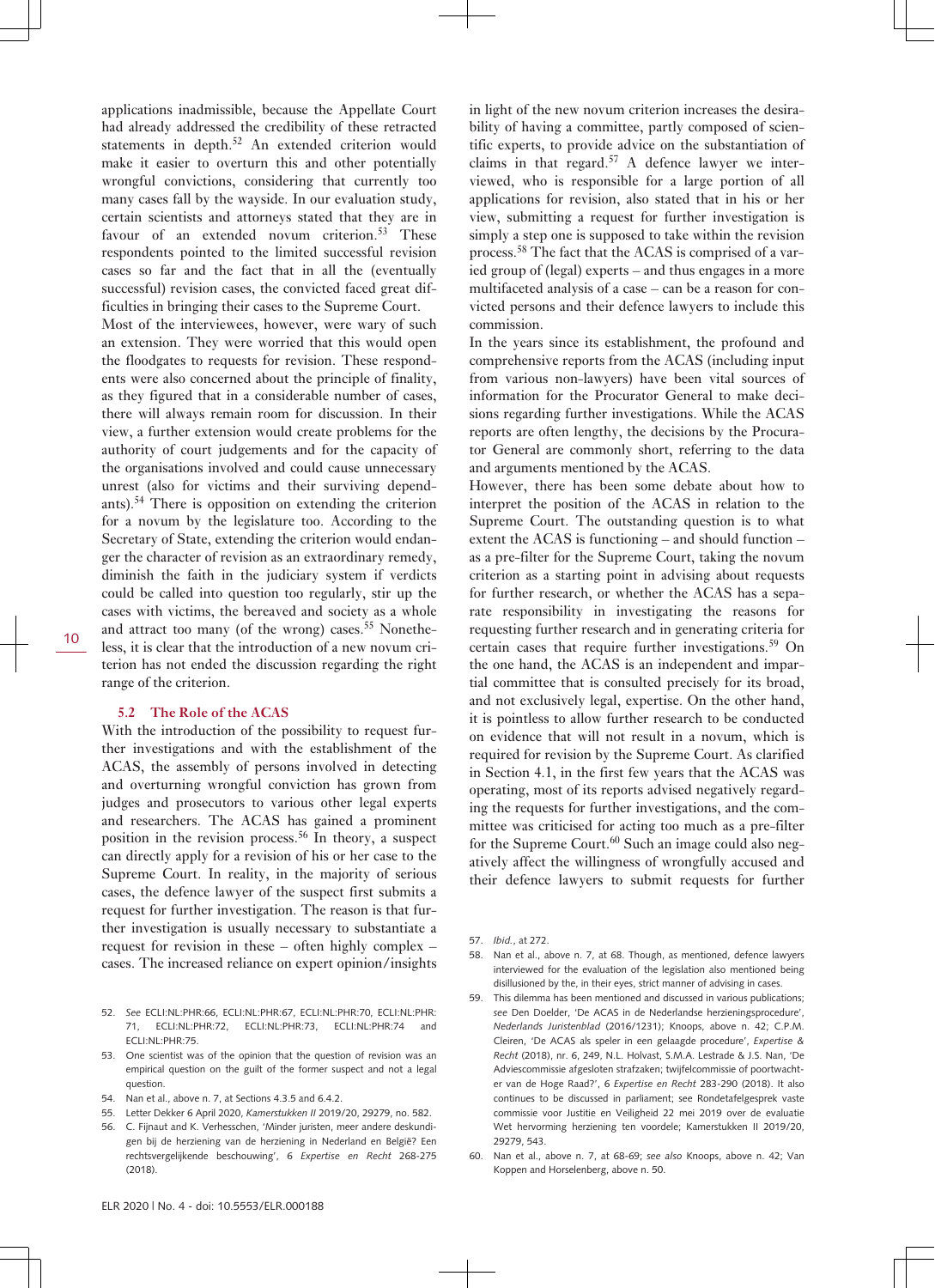applications inadmissible, because the Appellate Court had already addressed the credibility of these retracted statements in depth.[52] An extended criterion would make it easier to overturn this and other potentially wrongful convictions, considering that currently too many cases fall by the wayside. In our evaluation study, certain scientists and attorneys stated that they are in favour of an extended novum criterion.[53] These respondents pointed to the limited successful revision cases so far and the fact that in all the (eventually successful) revision cases, the convicted faced great difficulties in bringing their cases to the Supreme Court.

Most of the interviewees, however, were wary of such an extension. They were worried that this would open the floodgates to requests for revision. These respondents were also concerned about the principle of finality, as they figured that in a considerable number of cases, there will always remain room for discussion. In their view, a further extension would create problems for the authority of court judgements and for the capacity of the organisations involved and could cause unnecessary unrest (also for victims and their surviving dependants).[54] There is opposition on extending the criterion for a novum by the legislature too. According to the Secretary of State, extending the criterion would endanger the character of revision as an extraordinary remedy, diminish the faith in the judiciary system if verdicts could be called into question too regularly, stir up the cases with victims, the bereaved and society as a whole and attract too many (of the wrong) cases.[55] Nonetheless, it is clear that the introduction of a new novum criterion has not ended the discussion regarding the right range of the criterion.

### 5.2 The Role of the ACAS

With the introduction of the possibility to request further investigations and with the establishment of the ACAS, the assembly of persons involved in detecting and overturning wrongful conviction has grown from judges and prosecutors to various other legal experts and researchers. The ACAS has gained a prominent position in the revision process.[56] In theory, a suspect can directly apply for a revision of his or her case to the Supreme Court. In reality, in the majority of serious cases, the defence lawyer of the suspect first submits a request for further investigation. The reason is that further investigation is usually necessary to substantiate a request for revision in these – often highly complex – cases. The increased reliance on expert opinion/insights in light of the new novum criterion increases the desirability of having a committee, partly composed of scientific experts, to provide advice on the substantiation of claims in that regard.[57] A defence lawyer we interviewed, who is responsible for a large portion of all applications for revision, also stated that in his or her view, submitting a request for further investigation is simply a step one is supposed to take within the revision process.[58] The fact that the ACAS is comprised of a varied group of (legal) experts – and thus engages in a more multifaceted analysis of a case – can be a reason for convicted persons and their defence lawyers to include this commission.

In the years since its establishment, the profound and comprehensive reports from the ACAS (including input from various non-lawyers) have been vital sources of information for the Procurator General to make decisions regarding further investigations. While the ACAS reports are often lengthy, the decisions by the Procurator General are commonly short, referring to the data and arguments mentioned by the ACAS.

However, there has been some debate about how to interpret the position of the ACAS in relation to the Supreme Court. The outstanding question is to what extent the ACAS is functioning – and should function – as a pre-filter for the Supreme Court, taking the novum criterion as a starting point in advising about requests for further research, or whether the ACAS has a separate responsibility in investigating the reasons for requesting further research and in generating criteria for certain cases that require further investigations.[59] On the one hand, the ACAS is an independent and impartial committee that is consulted precisely for its broad, and not exclusively legal, expertise. On the other hand, it is pointless to allow further research to be conducted on evidence that will not result in a novum, which is required for revision by the Supreme Court. As clarified in Section 4.1, in the first few years that the ACAS was operating, most of its reports advised negatively regarding the requests for further investigations, and the committee was criticised for acting too much as a pre-filter for the Supreme Court.[60] Such an image could also negatively affect the willingness of wrongfully accused and their defence lawyers to submit requests for further

52. *See* ECLI:NL:PHR:66, ECLI:NL:PHR:67, ECLI:NL:PHR:70, ECLI:NL:PHR:71, ECLI:NL:PHR:72, ECLI:NL:PHR:73, ECLI:NL:PHR:74 and ECLI:NL:PHR:75.
53. One scientist was of the opinion that the question of revision was an empirical question on the guilt of the former suspect and not a legal question.
54. Nan et al., above n. 7, at Sections 4.3.5 and 6.4.2.
55. Letter Dekker 6 April 2020, *Kamerstukken II* 2019/20, 29279, no. 582.
56. C. Fijnaut and K. Verhesschen, 'Minder juristen, meer andere deskundigen bij de herziening van de herziening in Nederland en België? Een rechtsvergelijkende beschouwing', 6 *Expertise en Recht* 268-275 (2018).
57. *Ibid.*, at 272.
58. Nan et al., above n. 7, at 68. Though, as mentioned, defence lawyers interviewed for the evaluation of the legislation also mentioned being disillusioned by the, in their eyes, strict manner of advising in cases.
59. This dilemma has been mentioned and discussed in various publications; *see* Den Doelder, 'De ACAS in de Nederlandse herzieningsprocedure', *Nederlands Juristenblad* (2016/1231); Knoops, above n. 42; C.P.M. Cleiren, 'De ACAS als speler in een gelaagde procedure', *Expertise & Recht* (2018), nr. 6, 249, N.L. Holvast, S.M.A. Lestrade & J.S. Nan, 'De Adviescommissie afgesloten strafzaken; twijfelcommissie of poortwachter van de Hoge Raad?', 6 *Expertise en Recht* 283-290 (2018). It also continues to be discussed in parliament; see Rondetafelgesprek vaste commissie voor Justitie en Veiligheid 22 mei 2019 over de evaluatie Wet hervorming herziening ten voordele; Kamerstukken II 2019/20, 29279, 543.
60. Nan et al., above n. 7, at 68-69; *see also* Knoops, above n. 42; Van Koppen and Horselenberg, above n. 50.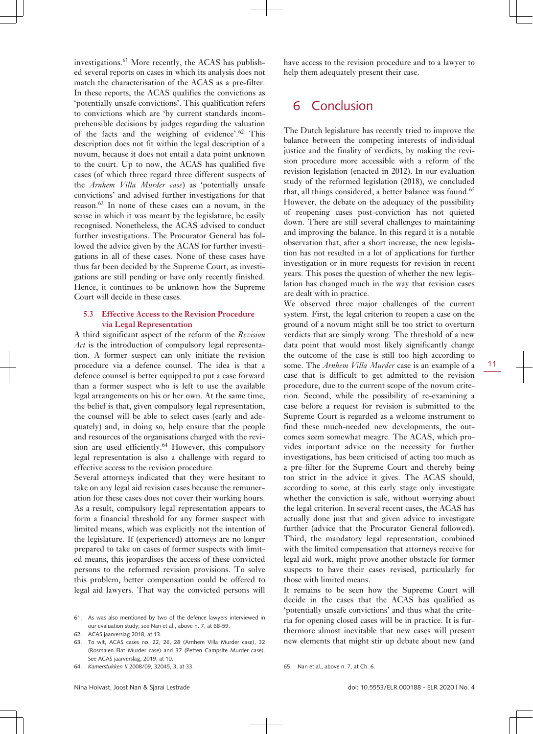investigations.[61] More recently, the ACAS has published several reports on cases in which its analysis does not match the characterisation of the ACAS as a pre-filter. In these reports, the ACAS qualifies the convictions as 'potentially unsafe convictions'. This qualification refers to convictions which are 'by current standards incomprehensible decisions by judges regarding the valuation of the facts and the weighing of evidence'.[62] This description does not fit within the legal description of a novum, because it does not entail a data point unknown to the court. Up to now, the ACAS has qualified five cases (of which three regard three different suspects of the *Arnhem Villa Murder case*) as 'potentially unsafe convictions' and advised further investigations for that reason.[63] In none of these cases can a novum, in the sense in which it was meant by the legislature, be easily recognised. Nonetheless, the ACAS advised to conduct further investigations. The Procurator General has followed the advice given by the ACAS for further investigations in all of these cases. None of these cases have thus far been decided by the Supreme Court, as investigations are still pending or have only recently finished. Hence, it continues to be unknown how the Supreme Court will decide in these cases.

### 5.3 Effective Access to the Revision Procedure via Legal Representation

A third significant aspect of the reform of the *Revision Act* is the introduction of compulsory legal representation. A former suspect can only initiate the revision procedure via a defence counsel. The idea is that a defence counsel is better equipped to put a case forward than a former suspect who is left to use the available legal arrangements on his or her own. At the same time, the belief is that, given compulsory legal representation, the counsel will be able to select cases (early and adequately) and, in doing so, help ensure that the people and resources of the organisations charged with the revision are used efficiently.[64] However, this compulsory legal representation is also a challenge with regard to effective access to the revision procedure.

Several attorneys indicated that they were hesitant to take on any legal aid revision cases because the remuneration for these cases does not cover their working hours. As a result, compulsory legal representation appears to form a financial threshold for any former suspect with limited means, which was explicitly not the intention of the legislature. If (experienced) attorneys are no longer prepared to take on cases of former suspects with limited means, this jeopardises the access of these convicted persons to the reformed revision provisions. To solve this problem, better compensation could be offered to legal aid lawyers. That way the convicted persons will have access to the revision procedure and to a lawyer to help them adequately present their case.

## 6 Conclusion

The Dutch legislature has recently tried to improve the balance between the competing interests of individual justice and the finality of verdicts, by making the revision procedure more accessible with a reform of the revision legislation (enacted in 2012). In our evaluation study of the reformed legislation (2018), we concluded that, all things considered, a better balance was found.[65] However, the debate on the adequacy of the possibility of reopening cases post-conviction has not quieted down. There are still several challenges to maintaining and improving the balance. In this regard it is a notable observation that, after a short increase, the new legislation has not resulted in a lot of applications for further investigation or in more requests for revision in recent years. This poses the question of whether the new legislation has changed much in the way that revision cases are dealt with in practice.

We observed three major challenges of the current system. First, the legal criterion to reopen a case on the ground of a novum might still be too strict to overturn verdicts that are simply wrong. The threshold of a new data point that would most likely significantly change the outcome of the case is still too high according to some. The *Arnhem Villa Murder* case is an example of a case that is difficult to get admitted to the revision procedure, due to the current scope of the novum criterion. Second, while the possibility of re-examining a case before a request for revision is submitted to the Supreme Court is regarded as a welcome instrument to find these much-needed new developments, the outcomes seem somewhat meagre. The ACAS, which provides important advice on the necessity for further investigations, has been criticised of acting too much as a pre-filter for the Supreme Court and thereby being too strict in the advice it gives. The ACAS should, according to some, at this early stage only investigate whether the conviction is safe, without worrying about the legal criterion. In several recent cases, the ACAS has actually done just that and given advice to investigate further (advice that the Procurator General followed). Third, the mandatory legal representation, combined with the limited compensation that attorneys receive for legal aid work, might prove another obstacle for former suspects to have their cases revised, particularly for those with limited means.

It remains to be seen how the Supreme Court will decide in the cases that the ACAS has qualified as 'potentially unsafe convictions' and thus what the criteria for opening closed cases will be in practice. It is furthermore almost inevitable that new cases will present new elements that might stir up debate about new (and

---

61. As was also mentioned by two of the defence lawyers interviewed in our evaluation study; *see* Nan et al., above n. 7, at 68-59.

62. ACAS jaarverslag 2018, at 13.

63. To wit, ACAS cases no. 22, 26, 28 (Arnhem Villa Murder case), 32 (Rosmalen Flat Murder case) and 37 (Petten Campsite Murder case). See ACAS jaarverslag, 2019, at 10.

64. *Kamerstukken II* 2008/09, 32045, 3, at 33.

65. Nan et al., above n. 7, at Ch. 6.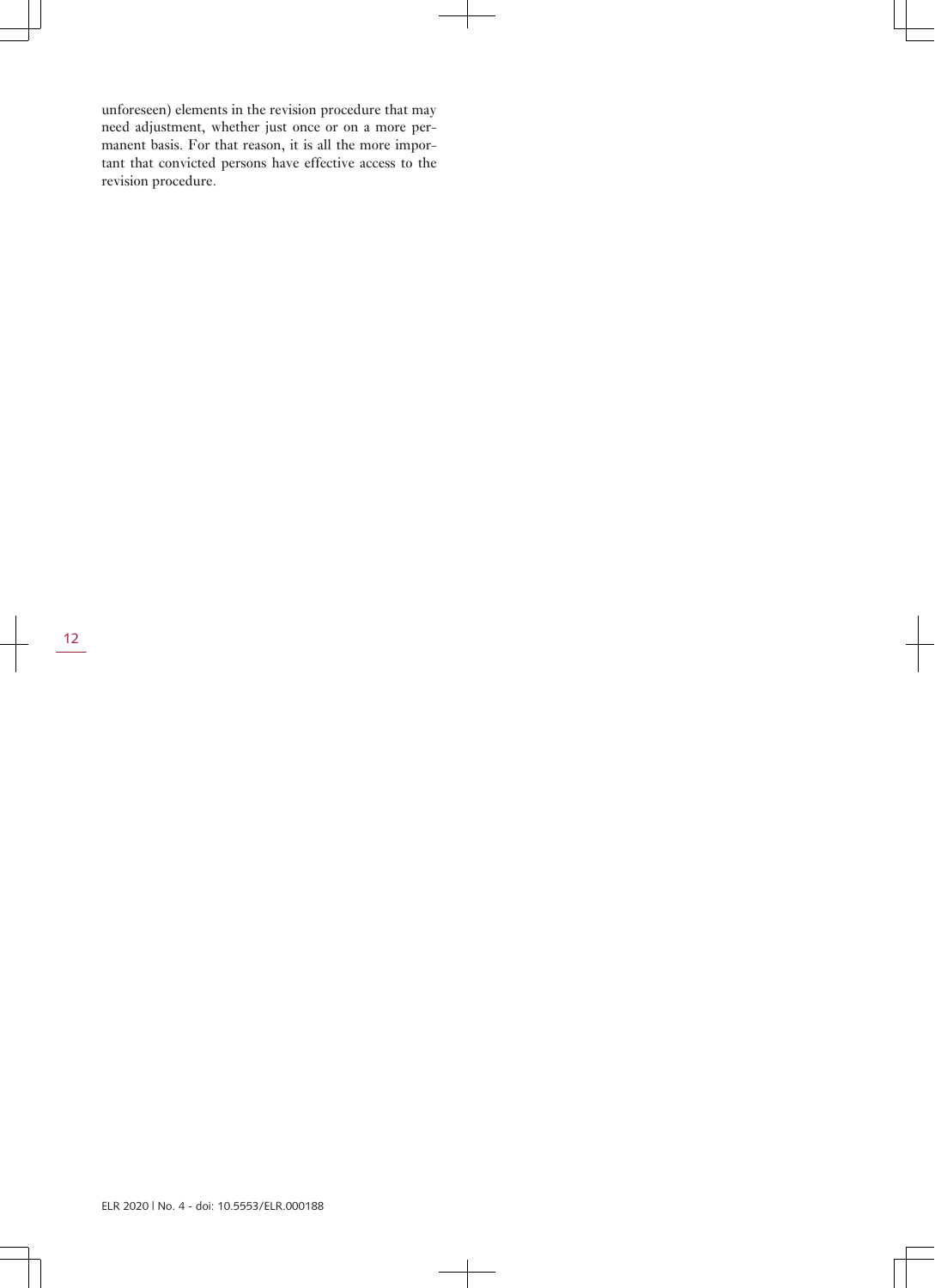unforeseen) elements in the revision procedure that may need adjustment, whether just once or on a more permanent basis. For that reason, it is all the more important that convicted persons have effective access to the revision procedure.